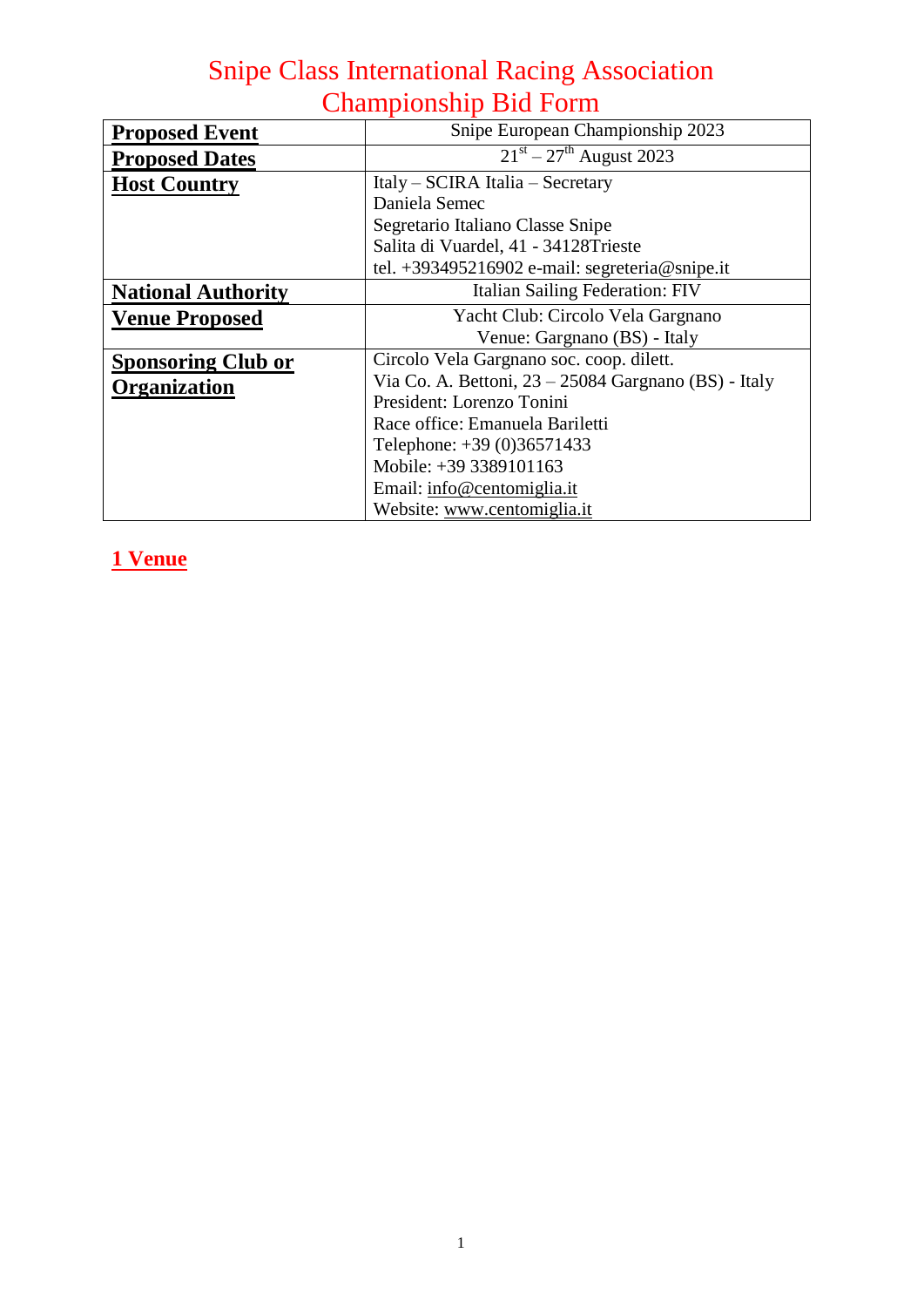# Snipe Class International Racing Association
# Championship Bid Form

| | |
|---|---|
| **Proposed Event** | Snipe European Championship 2023 |
| **Proposed Dates** | 21st – 27th August 2023 |
| **Host Country** | Italy – SCIRA Italia – Secretary<br>Daniela Semec<br>Segretario Italiano Classe Snipe<br>Salita di Vuardel, 41 - 34128Trieste<br>tel. +393495216902 e-mail: segreteria@snipe.it |
| **National Authority** | Italian Sailing Federation: FIV |
| **Venue Proposed** | Yacht Club: Circolo Vela Gargnano<br>Venue: Gargnano (BS) - Italy |
| **Sponsoring Club or Organization** | Circolo Vela Gargnano soc. coop. dilett.<br>Via Co. A. Bettoni, 23 – 25084 Gargnano (BS) - Italy<br>President: Lorenzo Tonini<br>Race office: Emanuela Bariletti<br>Telephone: +39 (0)36571433<br>Mobile: +39 3389101163<br>Email: info@centomiglia.it<br>Website: www.centomiglia.it |

## 1 Venue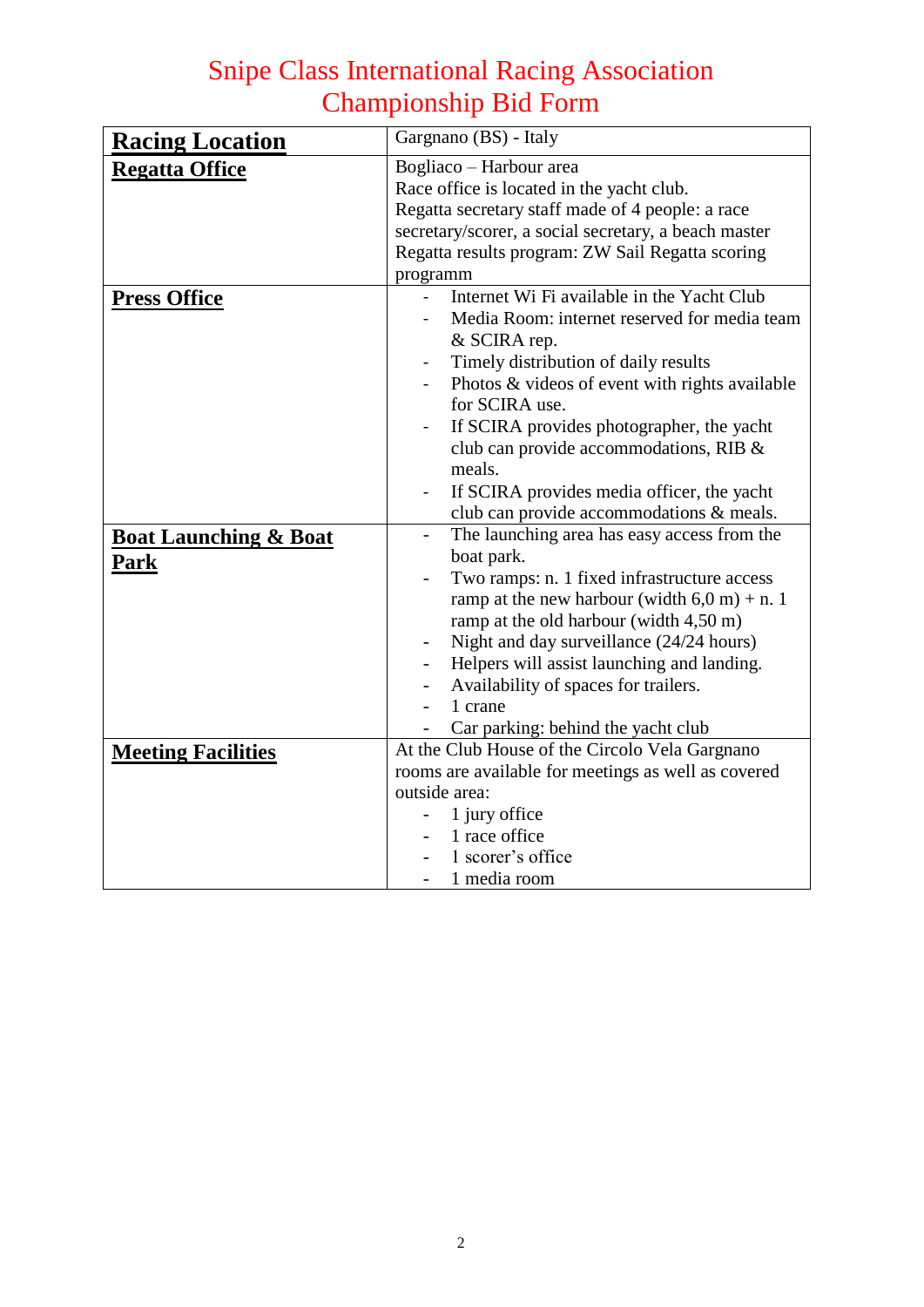# Snipe Class International Racing Association
# Championship Bid Form

| **Racing Location** | Gargnano (BS) - Italy |
|---|---|
| **Regatta Office** | Bogliaco – Harbour area<br>Race office is located in the yacht club.<br>Regatta secretary staff made of 4 people: a race secretary/scorer, a social secretary, a beach master<br>Regatta results program: ZW Sail Regatta scoring programm |
| **Press Office** | - Internet Wi Fi available in the Yacht Club<br>- Media Room: internet reserved for media team & SCIRA rep.<br>- Timely distribution of daily results<br>- Photos & videos of event with rights available for SCIRA use.<br>- If SCIRA provides photographer, the yacht club can provide accommodations, RIB & meals.<br>- If SCIRA provides media officer, the yacht club can provide accommodations & meals. |
| **Boat Launching & Boat Park** | - The launching area has easy access from the boat park.<br>- Two ramps: n. 1 fixed infrastructure access ramp at the new harbour (width 6,0 m) + n. 1 ramp at the old harbour (width 4,50 m)<br>- Night and day surveillance (24/24 hours)<br>- Helpers will assist launching and landing.<br>- Availability of spaces for trailers.<br>- 1 crane<br>- Car parking: behind the yacht club |
| **Meeting Facilities** | At the Club House of the Circolo Vela Gargnano rooms are available for meetings as well as covered outside area:<br>- 1 jury office<br>- 1 race office<br>- 1 scorer's office<br>- 1 media room |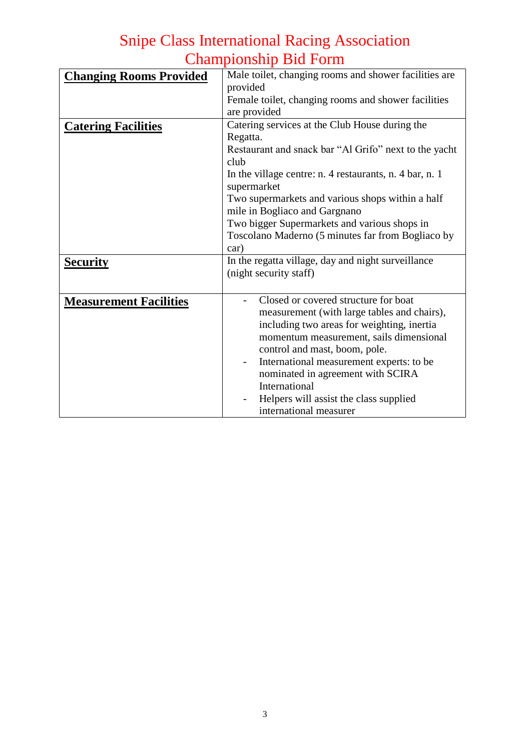# Snipe Class International Racing Association
# Championship Bid Form

| **Changing Rooms Provided** | Male toilet, changing rooms and shower facilities are provided<br>Female toilet, changing rooms and shower facilities are provided |
|---|---|
| **Catering Facilities** | Catering services at the Club House during the Regatta.<br>Restaurant and snack bar "Al Grifo" next to the yacht club<br>In the village centre: n. 4 restaurants, n. 4 bar, n. 1 supermarket<br>Two supermarkets and various shops within a half mile in Bogliaco and Gargnano<br>Two bigger Supermarkets and various shops in Toscolano Maderno (5 minutes far from Bogliaco by car) |
| **Security** | In the regatta village, day and night surveillance (night security staff) |
| **Measurement Facilities** | - Closed or covered structure for boat measurement (with large tables and chairs), including two areas for weighting, inertia momentum measurement, sails dimensional control and mast, boom, pole.<br>- International measurement experts: to be nominated in agreement with SCIRA International<br>- Helpers will assist the class supplied international measurer |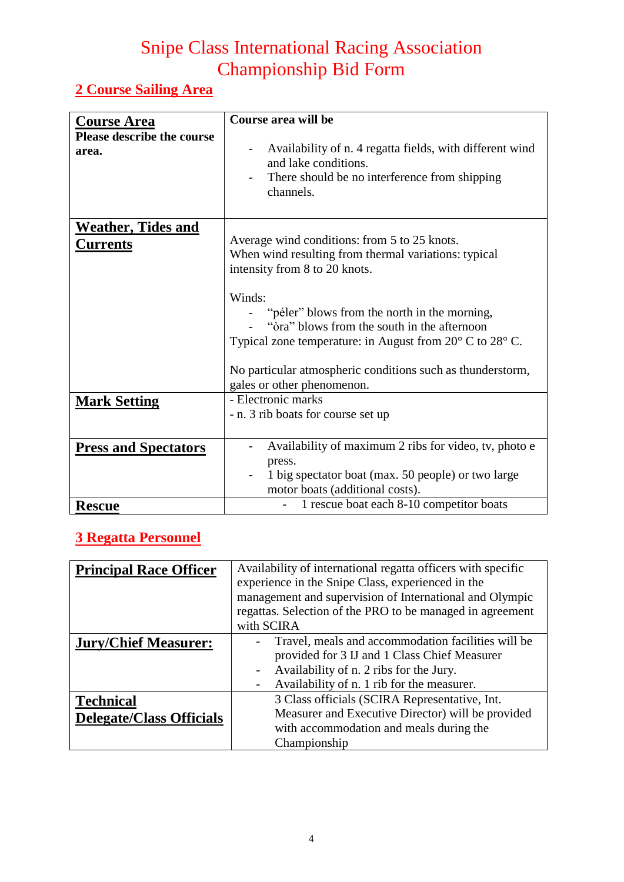# Snipe Class International Racing Association
# Championship Bid Form

## 2 Course Sailing Area

| **Course Area**<br>**Please describe the course area.** | **Course area will be**<br><br>- Availability of n. 4 regatta fields, with different wind and lake conditions.<br>- There should be no interference from shipping channels. |
|---|---|
| **Weather, Tides and Currents** | Average wind conditions: from 5 to 25 knots.<br>When wind resulting from thermal variations: typical intensity from 8 to 20 knots.<br><br>Winds:<br>- "péler" blows from the north in the morning,<br>- "òra" blows from the south in the afternoon<br>Typical zone temperature: in August from 20° C to 28° C.<br><br>No particular atmospheric conditions such as thunderstorm, gales or other phenomenon. |
| **Mark Setting** | - Electronic marks<br>- n. 3 rib boats for course set up |
| **Press and Spectators** | - Availability of maximum 2 ribs for video, tv, photo e press.<br>- 1 big spectator boat (max. 50 people) or two large motor boats (additional costs). |
| **Rescue** | - 1 rescue boat each 8-10 competitor boats |

## 3 Regatta Personnel

| **Principal Race Officer** | Availability of international regatta officers with specific experience in the Snipe Class, experienced in the management and supervision of International and Olympic regattas. Selection of the PRO to be managed in agreement with SCIRA |
|---|---|
| **Jury/Chief Measurer:** | - Travel, meals and accommodation facilities will be provided for 3 IJ and 1 Class Chief Measurer<br>- Availability of n. 2 ribs for the Jury.<br>- Availability of n. 1 rib for the measurer. |
| **Technical Delegate/Class Officials** | 3 Class officials (SCIRA Representative, Int. Measurer and Executive Director) will be provided with accommodation and meals during the Championship |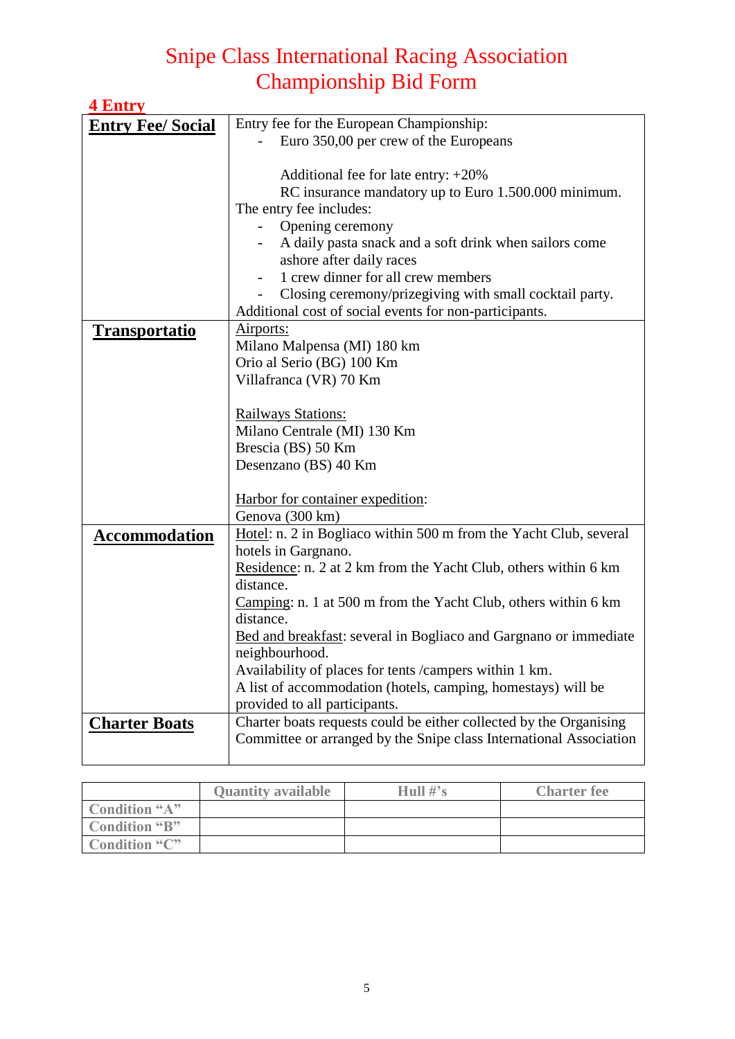# Snipe Class International Racing Association Championship Bid Form

## 4 Entry

| **Entry Fee/ Social** | Entry fee for the European Championship:<br>- Euro 350,00 per crew of the Europeans<br><br>Additional fee for late entry: +20%<br>RC insurance mandatory up to Euro 1.500.000 minimum.<br>The entry fee includes:<br>- Opening ceremony<br>- A daily pasta snack and a soft drink when sailors come ashore after daily races<br>- 1 crew dinner for all crew members<br>- Closing ceremony/prizegiving with small cocktail party.<br>Additional cost of social events for non-participants. |
|---|---|
| **Transportatio** | Airports:<br>Milano Malpensa (MI) 180 km<br>Orio al Serio (BG) 100 Km<br>Villafranca (VR) 70 Km<br><br>Railways Stations:<br>Milano Centrale (MI) 130 Km<br>Brescia (BS) 50 Km<br>Desenzano (BS) 40 Km<br><br>Harbor for container expedition:<br>Genova (300 km) |
| **Accommodation** | Hotel: n. 2 in Bogliaco within 500 m from the Yacht Club, several hotels in Gargnano.<br>Residence: n. 2 at 2 km from the Yacht Club, others within 6 km distance.<br>Camping: n. 1 at 500 m from the Yacht Club, others within 6 km distance.<br>Bed and breakfast: several in Bogliaco and Gargnano or immediate neighbourhood.<br>Availability of places for tents /campers within 1 km.<br>A list of accommodation (hotels, camping, homestays) will be provided to all participants. |
| **Charter Boats** | Charter boats requests could be either collected by the Organising Committee or arranged by the Snipe class International Association |

| | Quantity available | Hull #'s | Charter fee |
|---|---|---|---|
| Condition "A" | | | |
| Condition "B" | | | |
| Condition "C" | | | |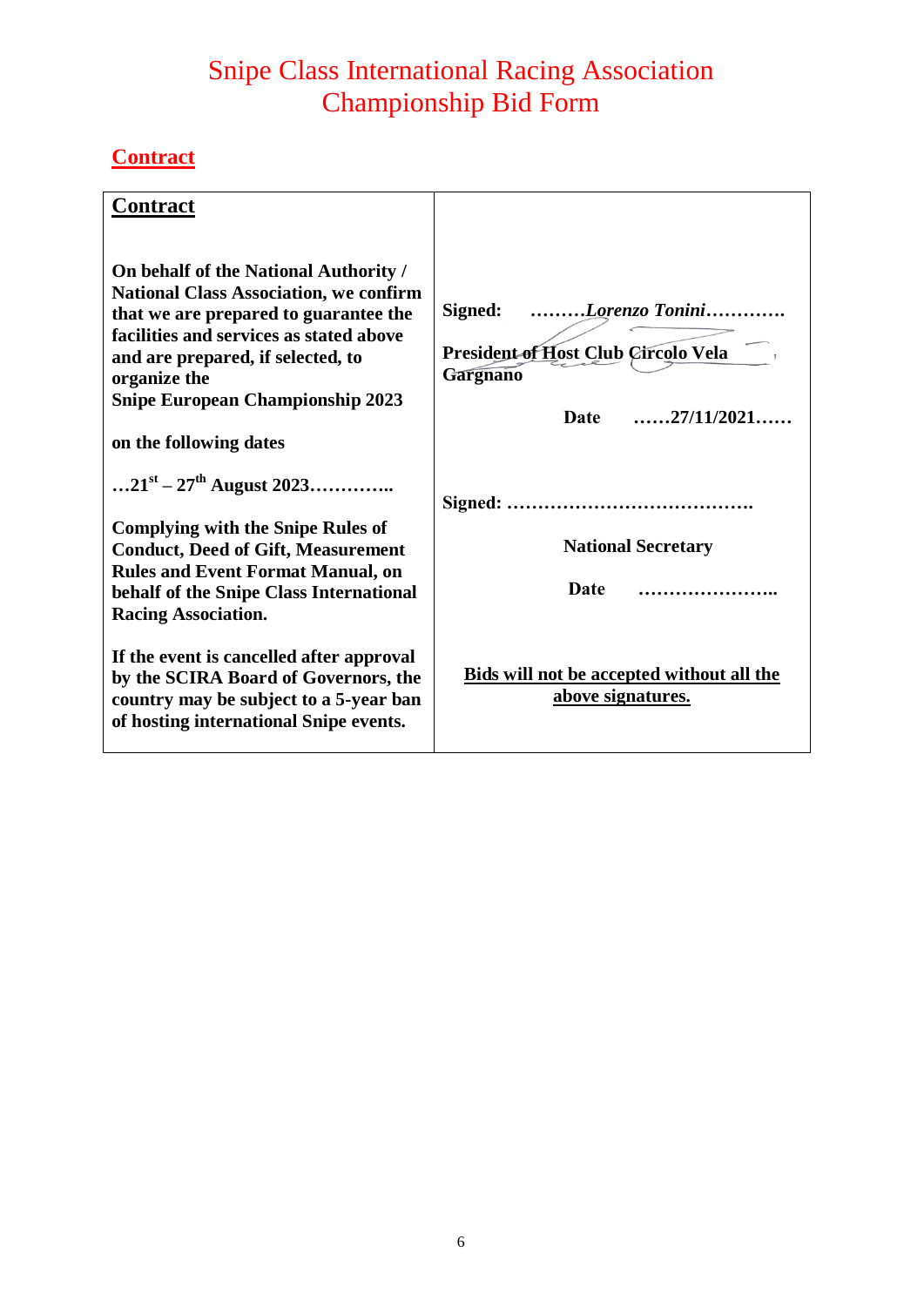# Snipe Class International Racing Association
# Championship Bid Form

## Contract

| **Contract**<br><br>**On behalf of the National Authority / National Class Association, we confirm that we are prepared to guarantee the facilities and services as stated above and are prepared, if selected, to organize the Snipe European Championship 2023**<br><br>**on the following dates**<br><br>**…21st – 27th August 2023…………..**<br><br>**Complying with the Snipe Rules of Conduct, Deed of Gift, Measurement Rules and Event Format Manual, on behalf of the Snipe Class International Racing Association.**<br><br>**If the event is cancelled after approval by the SCIRA Board of Governors, the country may be subject to a 5-year ban of hosting international Snipe events.** | **Signed: ………*Lorenzo Tonini*………….**<br><br>**President of Host Club Circolo Vela Gargnano**<br><br>**Date ……27/11/2021……**<br><br>**Signed: ………………………………….**<br><br>**National Secretary**<br><br>**Date …………………..**<br><br>**Bids will not be accepted without all the above signatures.** |
|---|---|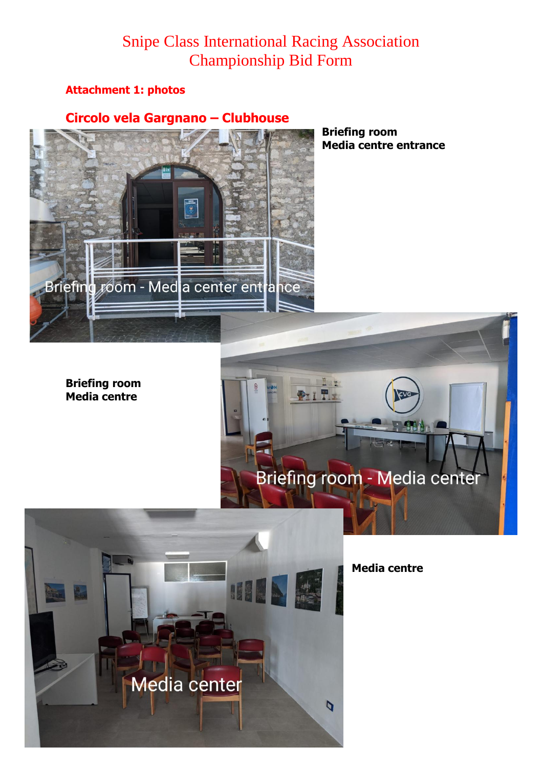# Snipe Class International Racing Association
# Championship Bid Form

**Attachment 1: photos**

## Circolo vela Gargnano – Clubhouse

**Briefing room**
**Media centre entrance**

**Briefing room**
**Media centre**

**Media centre**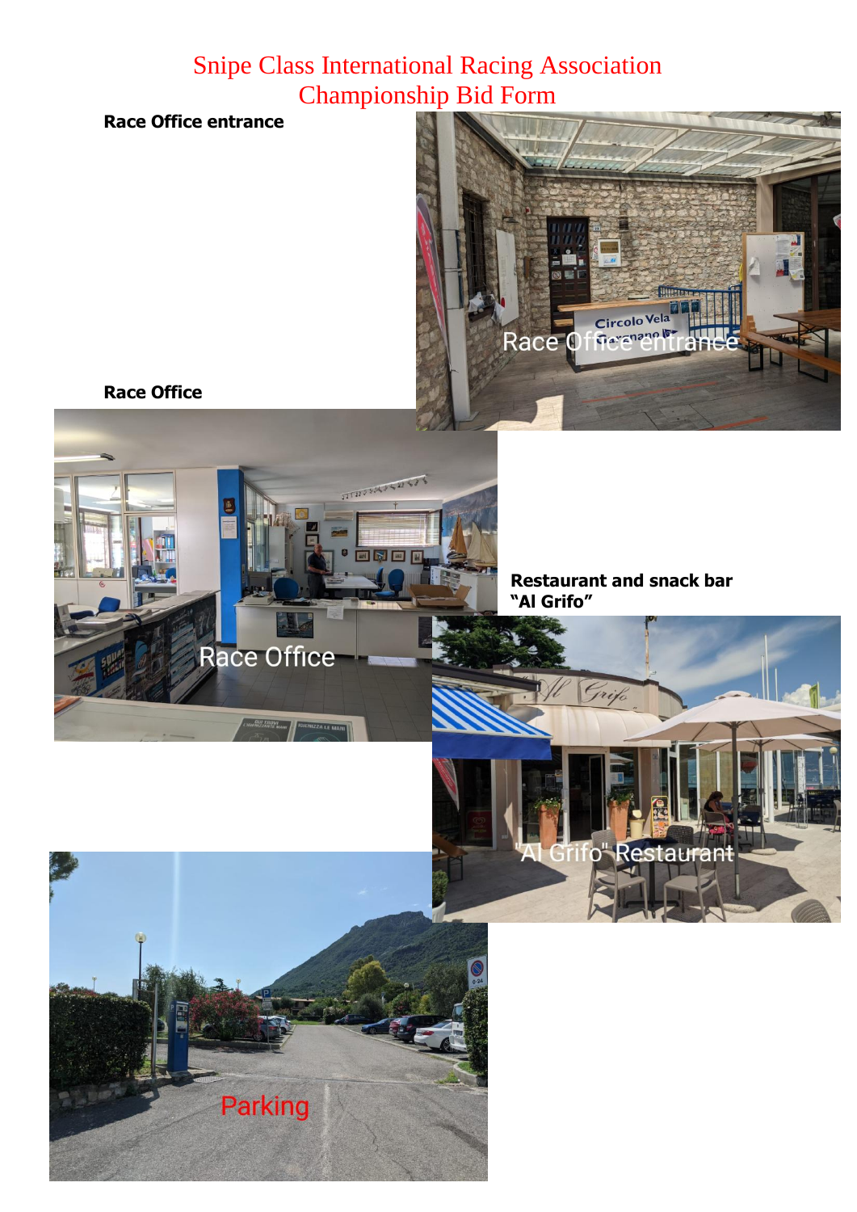# Snipe Class International Racing Association
# Championship Bid Form

**Race Office entrance**

**Race Office**

**Restaurant and snack bar "Al Grifo"**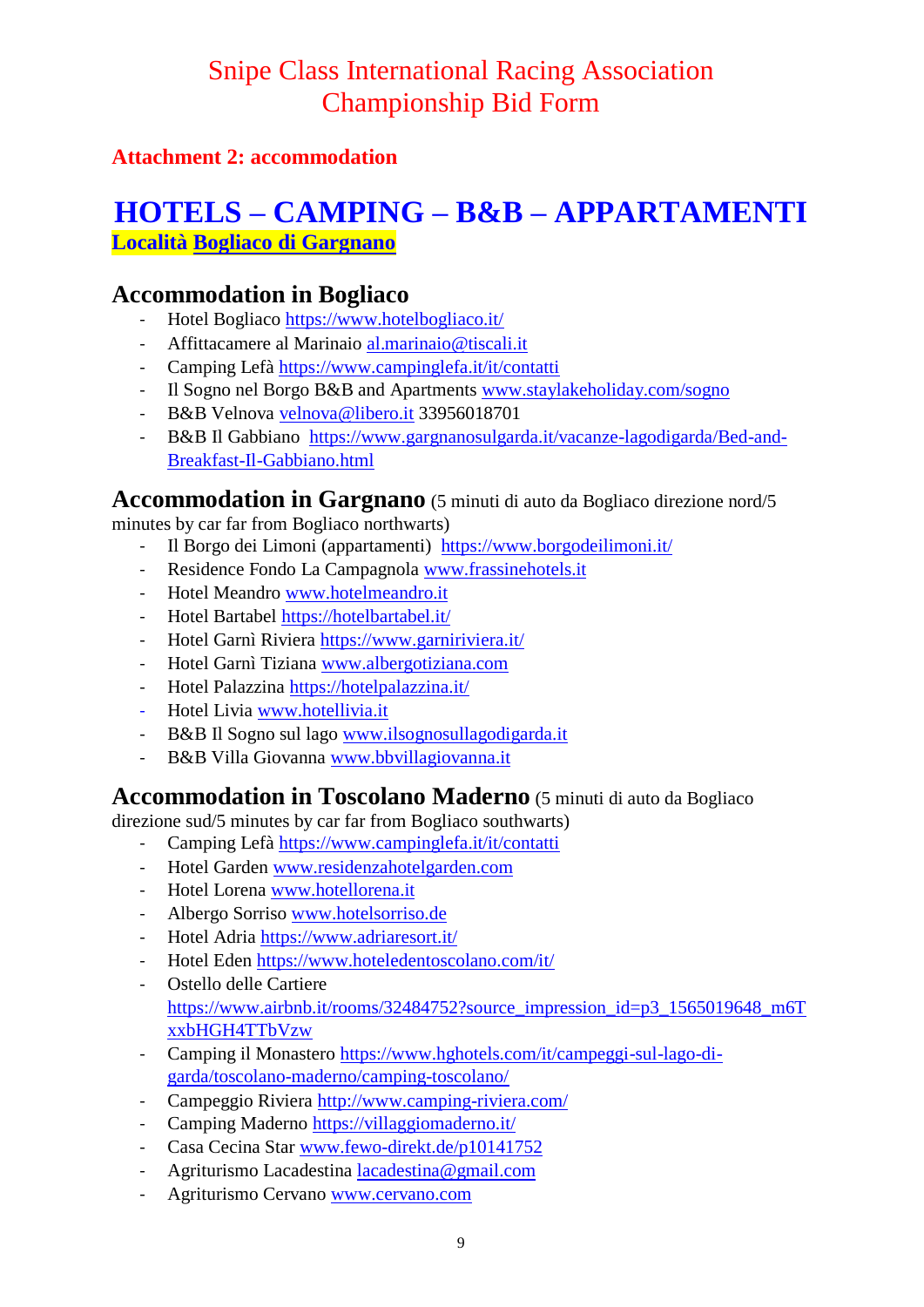Snipe Class International Racing Association
Championship Bid Form

**Attachment 2: accommodation**

# HOTELS – CAMPING – B&B – APPARTAMENTI

**Località Bogliaco di Gargnano**

## Accommodation in Bogliaco

- Hotel Bogliaco https://www.hotelbogliaco.it/
- Affittacamere al Marinaio al.marinaio@tiscali.it
- Camping Lefà https://www.campinglefa.it/it/contatti
- Il Sogno nel Borgo B&B and Apartments www.staylakeholiday.com/sogno
- B&B Velnova velnova@libero.it 33956018701
- B&B Il Gabbiano https://www.gargnanosulgarda.it/vacanze-lagodigarda/Bed-and-Breakfast-Il-Gabbiano.html

## Accommodation in Gargnano (5 minuti di auto da Bogliaco direzione nord/5 minutes by car far from Bogliaco northwarts)

- Il Borgo dei Limoni (appartamenti) https://www.borgodeilimoni.it/
- Residence Fondo La Campagnola www.frassinehotels.it
- Hotel Meandro www.hotelmeandro.it
- Hotel Bartabel https://hotelbartabel.it/
- Hotel Garnì Riviera https://www.garniriviera.it/
- Hotel Garnì Tiziana www.albergotiziana.com
- Hotel Palazzina https://hotelpalazzina.it/
- Hotel Livia www.hotellivia.it
- B&B Il Sogno sul lago www.ilsognosullagodigarda.it
- B&B Villa Giovanna www.bbvillagiovanna.it

## Accommodation in Toscolano Maderno (5 minuti di auto da Bogliaco direzione sud/5 minutes by car far from Bogliaco southwarts)

- Camping Lefà https://www.campinglefa.it/it/contatti
- Hotel Garden www.residenzahotelgarden.com
- Hotel Lorena www.hotellorena.it
- Albergo Sorriso www.hotelsorriso.de
- Hotel Adria https://www.adriaresort.it/
- Hotel Eden https://www.hoteledentoscolano.com/it/
- Ostello delle Cartiere https://www.airbnb.it/rooms/32484752?source_impression_id=p3_1565019648_m6TxxbHGH4TTbVzw
- Camping il Monastero https://www.hghotels.com/it/campeggi-sul-lago-di-garda/toscolano-maderno/camping-toscolano/
- Campeggio Riviera http://www.camping-riviera.com/
- Camping Maderno https://villaggiomaderno.it/
- Casa Cecina Star www.fewo-direkt.de/p10141752
- Agriturismo Lacadestina lacadestina@gmail.com
- Agriturismo Cervano www.cervano.com